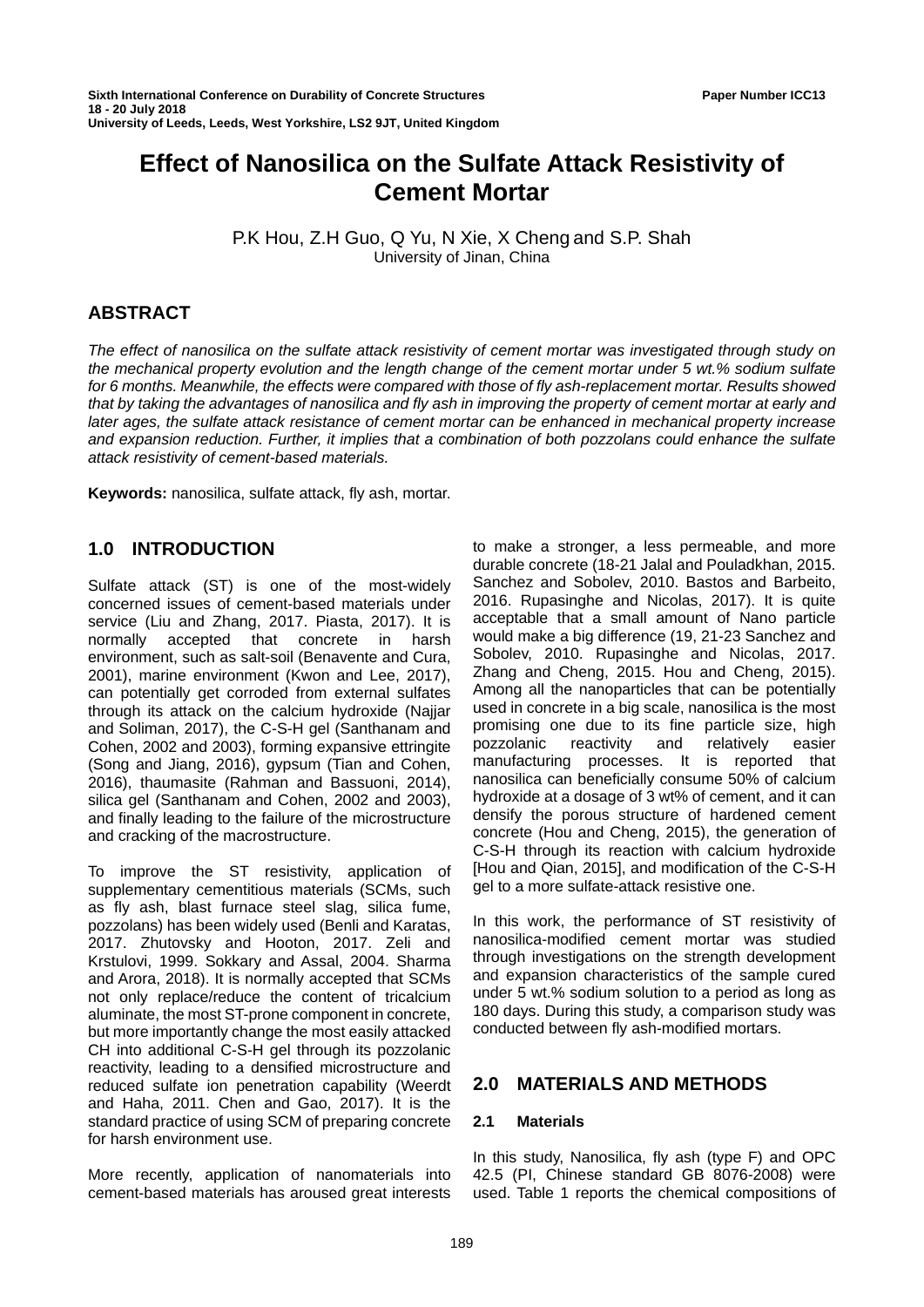Sixth International Conference on Durability of Concrete Structures
18 - 20 July 2018
University of Leeds, Leeds, West Yorkshire, LS2 9JT, United Kingdom

Paper Number ICC13

# Effect of Nanosilica on the Sulfate Attack Resistivity of Cement Mortar

P.K Hou, Z.H Guo, Q Yu, N Xie, X Cheng and S.P. Shah
University of Jinan, China

## ABSTRACT

*The effect of nanosilica on the sulfate attack resistivity of cement mortar was investigated through study on the mechanical property evolution and the length change of the cement mortar under 5 wt.% sodium sulfate for 6 months. Meanwhile, the effects were compared with those of fly ash-replacement mortar. Results showed that by taking the advantages of nanosilica and fly ash in improving the property of cement mortar at early and later ages, the sulfate attack resistance of cement mortar can be enhanced in mechanical property increase and expansion reduction. Further, it implies that a combination of both pozzolans could enhance the sulfate attack resistivity of cement-based materials.*

**Keywords:** nanosilica, sulfate attack, fly ash, mortar.

## 1.0 INTRODUCTION

Sulfate attack (ST) is one of the most-widely concerned issues of cement-based materials under service (Liu and Zhang, 2017. Piasta, 2017). It is normally accepted that concrete in harsh environment, such as salt-soil (Benavente and Cura, 2001), marine environment (Kwon and Lee, 2017), can potentially get corroded from external sulfates through its attack on the calcium hydroxide (Najjar and Soliman, 2017), the C-S-H gel (Santhanam and Cohen, 2002 and 2003), forming expansive ettringite (Song and Jiang, 2016), gypsum (Tian and Cohen, 2016), thaumasite (Rahman and Bassuoni, 2014), silica gel (Santhanam and Cohen, 2002 and 2003), and finally leading to the failure of the microstructure and cracking of the macrostructure.

To improve the ST resistivity, application of supplementary cementitious materials (SCMs, such as fly ash, blast furnace steel slag, silica fume, pozzolans) has been widely used (Benli and Karatas, 2017. Zhutovsky and Hooton, 2017. Zeli and Krstulovi, 1999. Sokkary and Assal, 2004. Sharma and Arora, 2018). It is normally accepted that SCMs not only replace/reduce the content of tricalcium aluminate, the most ST-prone component in concrete, but more importantly change the most easily attacked CH into additional C-S-H gel through its pozzolanic reactivity, leading to a densified microstructure and reduced sulfate ion penetration capability (Weerdt and Haha, 2011. Chen and Gao, 2017). It is the standard practice of using SCM of preparing concrete for harsh environment use.

More recently, application of nanomaterials into cement-based materials has aroused great interests to make a stronger, a less permeable, and more durable concrete (18-21 Jalal and Pouladkhan, 2015. Sanchez and Sobolev, 2010. Bastos and Barbeito, 2016. Rupasinghe and Nicolas, 2017). It is quite acceptable that a small amount of Nano particle would make a big difference (19, 21-23 Sanchez and Sobolev, 2010. Rupasinghe and Nicolas, 2017. Zhang and Cheng, 2015. Hou and Cheng, 2015). Among all the nanoparticles that can be potentially used in concrete in a big scale, nanosilica is the most promising one due to its fine particle size, high pozzolanic reactivity and relatively easier manufacturing processes. It is reported that nanosilica can beneficially consume 50% of calcium hydroxide at a dosage of 3 wt% of cement, and it can densify the porous structure of hardened cement concrete (Hou and Cheng, 2015), the generation of C-S-H through its reaction with calcium hydroxide [Hou and Qian, 2015], and modification of the C-S-H gel to a more sulfate-attack resistive one.

In this work, the performance of ST resistivity of nanosilica-modified cement mortar was studied through investigations on the strength development and expansion characteristics of the sample cured under 5 wt.% sodium solution to a period as long as 180 days. During this study, a comparison study was conducted between fly ash-modified mortars.

## 2.0 MATERIALS AND METHODS

### 2.1 Materials

In this study, Nanosilica, fly ash (type F) and OPC 42.5 (PI, Chinese standard GB 8076-2008) were used. Table 1 reports the chemical compositions of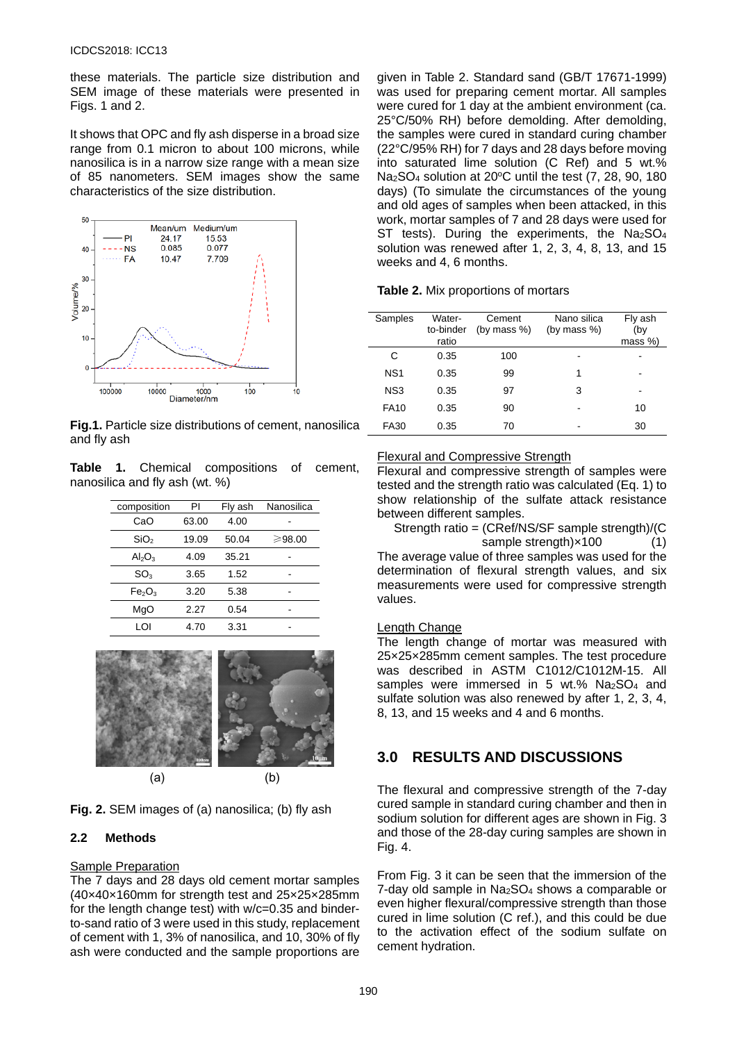these materials. The particle size distribution and SEM image of these materials were presented in Figs. 1 and 2.

It shows that OPC and fly ash disperse in a broad size range from 0.1 micron to about 100 microns, while nanosilica is in a narrow size range with a mean size of 85 nanometers. SEM images show the same characteristics of the size distribution.

**Fig.1.** Particle size distributions of cement, nanosilica and fly ash

**Table 1.** Chemical compositions of cement, nanosilica and fly ash (wt. %)

| composition | PI | Fly ash | Nanosilica |
|---|---|---|---|
| CaO | 63.00 | 4.00 | - |
| $SiO_2$ | 19.09 | 50.04 | ⩾98.00 |
| $Al_2O_3$ | 4.09 | 35.21 | - |
| $SO_3$ | 3.65 | 1.52 | - |
| $Fe_2O_3$ | 3.20 | 5.38 | - |
| MgO | 2.27 | 0.54 | - |
| LOI | 4.70 | 3.31 | - |

(a) (b)

**Fig. 2.** SEM images of (a) nanosilica; (b) fly ash

### 2.2 Methods

Sample Preparation

The 7 days and 28 days old cement mortar samples (40×40×160mm for strength test and 25×25×285mm for the length change test) with w/c=0.35 and binder-to-sand ratio of 3 were used in this study, replacement of cement with 1, 3% of nanosilica, and 10, 30% of fly ash were conducted and the sample proportions are given in Table 2. Standard sand (GB/T 17671-1999) was used for preparing cement mortar. All samples were cured for 1 day at the ambient environment (ca. 25°C/50% RH) before demolding. After demolding, the samples were cured in standard curing chamber (22°C/95% RH) for 7 days and 28 days before moving into saturated lime solution (C Ref) and 5 wt.% $Na_2SO_4$ solution at 20ºC until the test (7, 28, 90, 180 days) (To simulate the circumstances of the young and old ages of samples when been attacked, in this work, mortar samples of 7 and 28 days were used for ST tests). During the experiments, the $Na_2SO_4$ solution was renewed after 1, 2, 3, 4, 8, 13, and 15 weeks and 4, 6 months.

**Table 2.** Mix proportions of mortars

| Samples | Water-to-binder ratio | Cement (by mass %) | Nano silica (by mass %) | Fly ash (by mass %) |
|---|---|---|---|---|
| C | 0.35 | 100 | - | - |
| NS1 | 0.35 | 99 | 1 | - |
| NS3 | 0.35 | 97 | 3 | - |
| FA10 | 0.35 | 90 | - | 10 |
| FA30 | 0.35 | 70 | - | 30 |

Flexural and Compressive Strength

Flexural and compressive strength of samples were tested and the strength ratio was calculated (Eq. 1) to show relationship of the sulfate attack resistance between different samples.

Strength ratio = (CRef/NS/SF sample strength)/(C sample strength)×100 (1)

The average value of three samples was used for the determination of flexural strength values, and six measurements were used for compressive strength values.

Length Change

The length change of mortar was measured with 25×25×285mm cement samples. The test procedure was described in ASTM C1012/C1012M-15. All samples were immersed in 5 wt.% $Na_2SO_4$ and sulfate solution was also renewed by after 1, 2, 3, 4, 8, 13, and 15 weeks and 4 and 6 months.

## 3.0 RESULTS AND DISCUSSIONS

The flexural and compressive strength of the 7-day cured sample in standard curing chamber and then in sodium solution for different ages are shown in Fig. 3 and those of the 28-day curing samples are shown in Fig. 4.

From Fig. 3 it can be seen that the immersion of the 7-day old sample in $Na_2SO_4$ shows a comparable or even higher flexural/compressive strength than those cured in lime solution (C ref.), and this could be due to the activation effect of the sodium sulfate on cement hydration.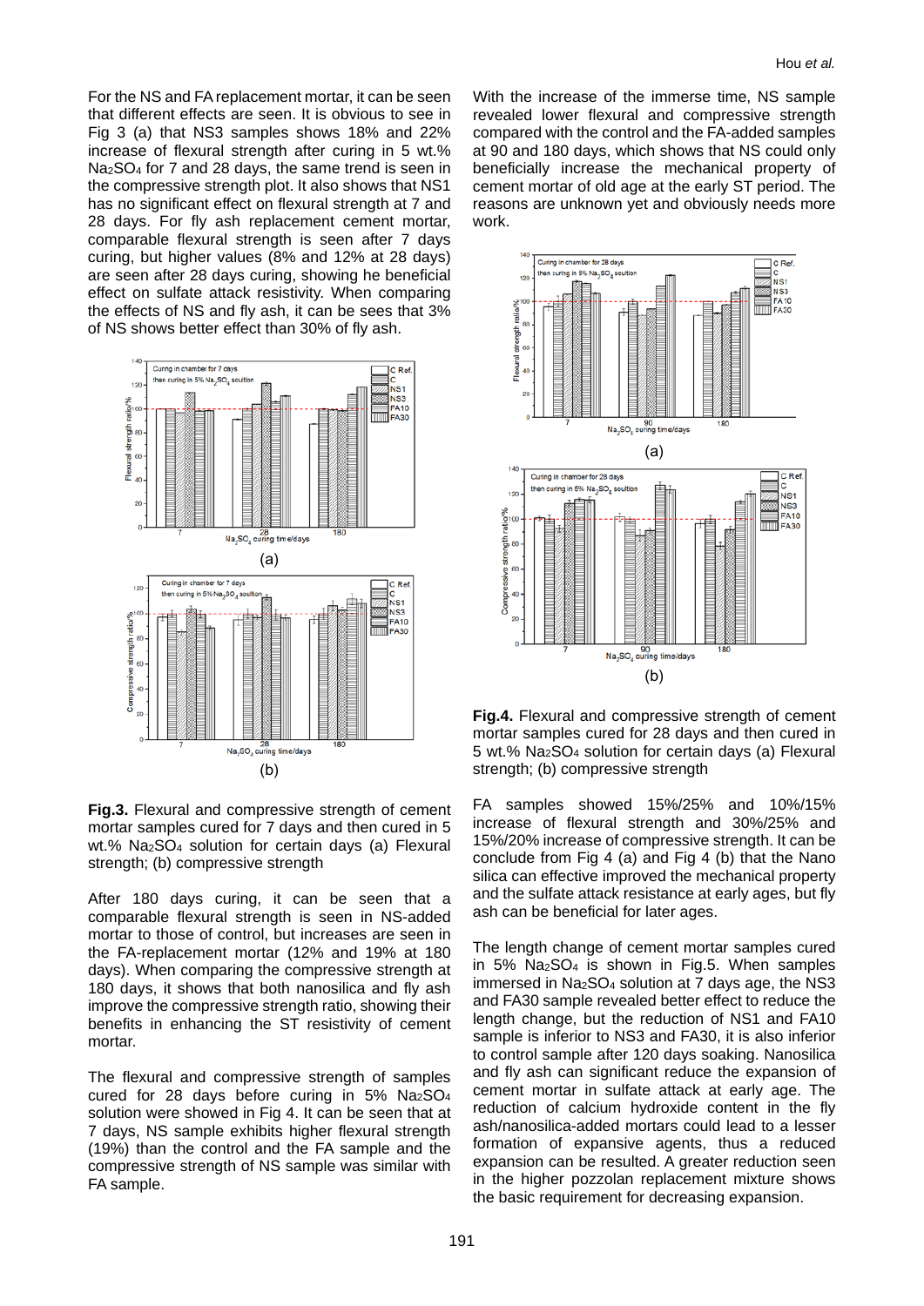For the NS and FA replacement mortar, it can be seen that different effects are seen. It is obvious to see in Fig 3 (a) that NS3 samples shows 18% and 22% increase of flexural strength after curing in 5 wt.% $Na_2SO_4$ for 7 and 28 days, the same trend is seen in the compressive strength plot. It also shows that NS1 has no significant effect on flexural strength at 7 and 28 days. For fly ash replacement cement mortar, comparable flexural strength is seen after 7 days curing, but higher values (8% and 12% at 28 days) are seen after 28 days curing, showing he beneficial effect on sulfate attack resistivity. When comparing the effects of NS and fly ash, it can be sees that 3% of NS shows better effect than 30% of fly ash.

**Fig.3.** Flexural and compressive strength of cement mortar samples cured for 7 days and then cured in 5 wt.% $Na_2SO_4$ solution for certain days (a) Flexural strength; (b) compressive strength

After 180 days curing, it can be seen that a comparable flexural strength is seen in NS-added mortar to those of control, but increases are seen in the FA-replacement mortar (12% and 19% at 180 days). When comparing the compressive strength at 180 days, it shows that both nanosilica and fly ash improve the compressive strength ratio, showing their benefits in enhancing the ST resistivity of cement mortar.

The flexural and compressive strength of samples cured for 28 days before curing in 5% $Na_2SO_4$ solution were showed in Fig 4. It can be seen that at 7 days, NS sample exhibits higher flexural strength (19%) than the control and the FA sample and the compressive strength of NS sample was similar with FA sample.

With the increase of the immerse time, NS sample revealed lower flexural and compressive strength compared with the control and the FA-added samples at 90 and 180 days, which shows that NS could only beneficially increase the mechanical property of cement mortar of old age at the early ST period. The reasons are unknown yet and obviously needs more work.

**Fig.4.** Flexural and compressive strength of cement mortar samples cured for 28 days and then cured in 5 wt.% $Na_2SO_4$ solution for certain days (a) Flexural strength; (b) compressive strength

FA samples showed 15%/25% and 10%/15% increase of flexural strength and 30%/25% and 15%/20% increase of compressive strength. It can be conclude from Fig 4 (a) and Fig 4 (b) that the Nano silica can effective improved the mechanical property and the sulfate attack resistance at early ages, but fly ash can be beneficial for later ages.

The length change of cement mortar samples cured in 5% $Na_2SO_4$ is shown in Fig.5. When samples immersed in $Na_2SO_4$ solution at 7 days age, the NS3 and FA30 sample revealed better effect to reduce the length change, but the reduction of NS1 and FA10 sample is inferior to NS3 and FA30, it is also inferior to control sample after 120 days soaking. Nanosilica and fly ash can significant reduce the expansion of cement mortar in sulfate attack at early age. The reduction of calcium hydroxide content in the fly ash/nanosilica-added mortars could lead to a lesser formation of expansive agents, thus a reduced expansion can be resulted. A greater reduction seen in the higher pozzolan replacement mixture shows the basic requirement for decreasing expansion.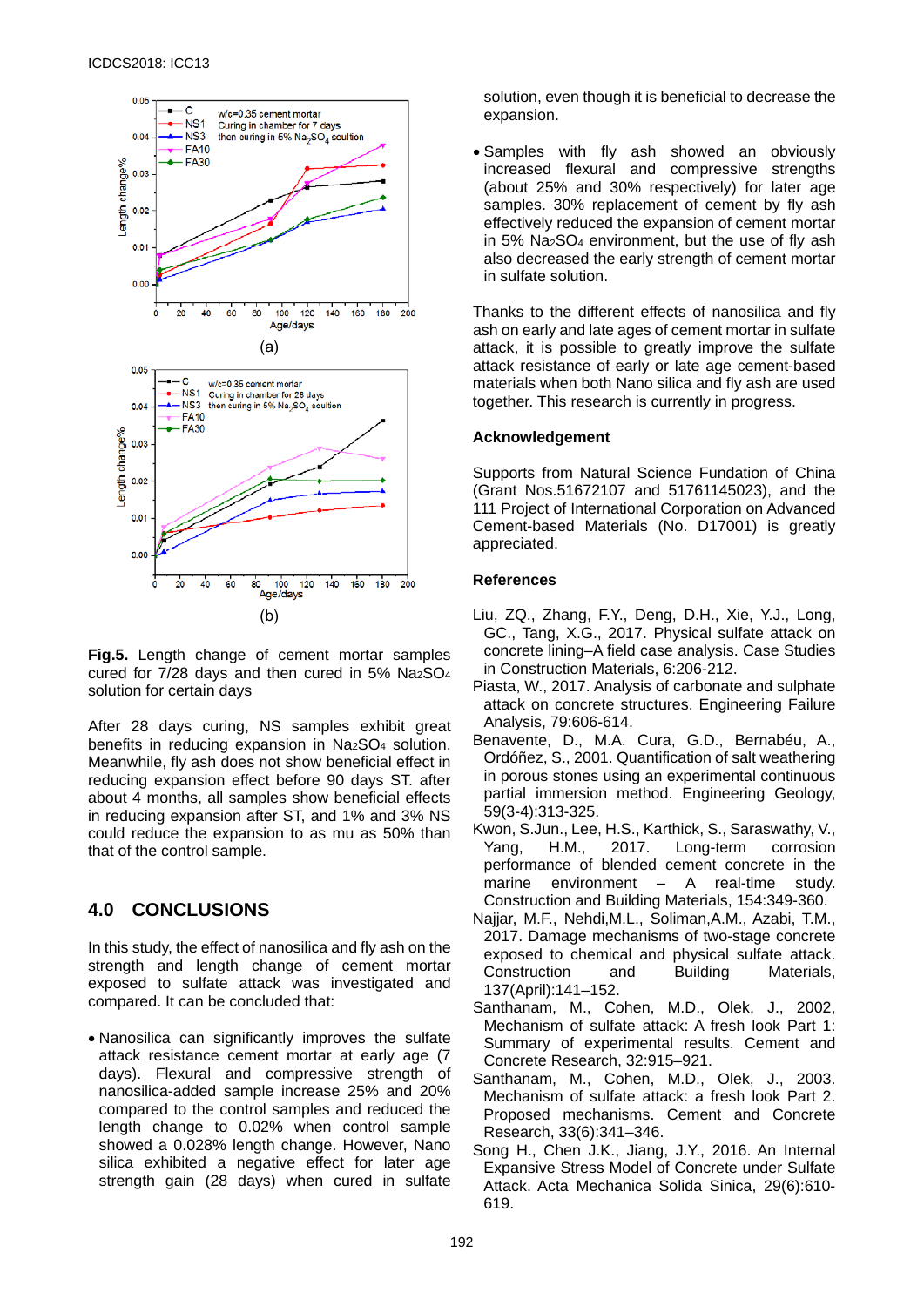(a)

(b)

**Fig.5.** Length change of cement mortar samples cured for 7/28 days and then cured in 5% $Na_2SO_4$ solution for certain days

After 28 days curing, NS samples exhibit great benefits in reducing expansion in $Na_2SO_4$ solution. Meanwhile, fly ash does not show beneficial effect in reducing expansion effect before 90 days ST. after about 4 months, all samples show beneficial effects in reducing expansion after ST, and 1% and 3% NS could reduce the expansion to as mu as 50% than that of the control sample.

## 4.0 CONCLUSIONS

In this study, the effect of nanosilica and fly ash on the strength and length change of cement mortar exposed to sulfate attack was investigated and compared. It can be concluded that:

- Nanosilica can significantly improves the sulfate attack resistance cement mortar at early age (7 days). Flexural and compressive strength of nanosilica-added sample increase 25% and 20% compared to the control samples and reduced the length change to 0.02% when control sample showed a 0.028% length change. However, Nano silica exhibited a negative effect for later age strength gain (28 days) when cured in sulfate solution, even though it is beneficial to decrease the expansion.
- Samples with fly ash showed an obviously increased flexural and compressive strengths (about 25% and 30% respectively) for later age samples. 30% replacement of cement by fly ash effectively reduced the expansion of cement mortar in 5% $Na_2SO_4$ environment, but the use of fly ash also decreased the early strength of cement mortar in sulfate solution.

Thanks to the different effects of nanosilica and fly ash on early and late ages of cement mortar in sulfate attack, it is possible to greatly improve the sulfate attack resistance of early or late age cement-based materials when both Nano silica and fly ash are used together. This research is currently in progress.

### Acknowledgement

Supports from Natural Science Fundation of China (Grant Nos.51672107 and 51761145023), and the 111 Project of International Corporation on Advanced Cement-based Materials (No. D17001) is greatly appreciated.

### References

Liu, ZQ., Zhang, F.Y., Deng, D.H., Xie, Y.J., Long, GC., Tang, X.G., 2017. Physical sulfate attack on concrete lining–A field case analysis. Case Studies in Construction Materials, 6:206-212.

Piasta, W., 2017. Analysis of carbonate and sulphate attack on concrete structures. Engineering Failure Analysis, 79:606-614.

Benavente, D., M.A. Cura, G.D., Bernabéu, A., Ordóñez, S., 2001. Quantification of salt weathering in porous stones using an experimental continuous partial immersion method. Engineering Geology, 59(3-4):313-325.

Kwon, S.Jun., Lee, H.S., Karthick, S., Saraswathy, V., Yang, H.M., 2017. Long-term corrosion performance of blended cement concrete in the marine environment – A real-time study. Construction and Building Materials, 154:349-360.

Najjar, M.F., Nehdi,M.L., Soliman,A.M., Azabi, T.M., 2017. Damage mechanisms of two-stage concrete exposed to chemical and physical sulfate attack. Construction and Building Materials, 137(April):141–152.

Santhanam, M., Cohen, M.D., Olek, J., 2002, Mechanism of sulfate attack: A fresh look Part 1: Summary of experimental results. Cement and Concrete Research, 32:915–921.

Santhanam, M., Cohen, M.D., Olek, J., 2003. Mechanism of sulfate attack: a fresh look Part 2. Proposed mechanisms. Cement and Concrete Research, 33(6):341–346.

Song H., Chen J.K., Jiang, J.Y., 2016. An Internal Expansive Stress Model of Concrete under Sulfate Attack. Acta Mechanica Solida Sinica, 29(6):610-619.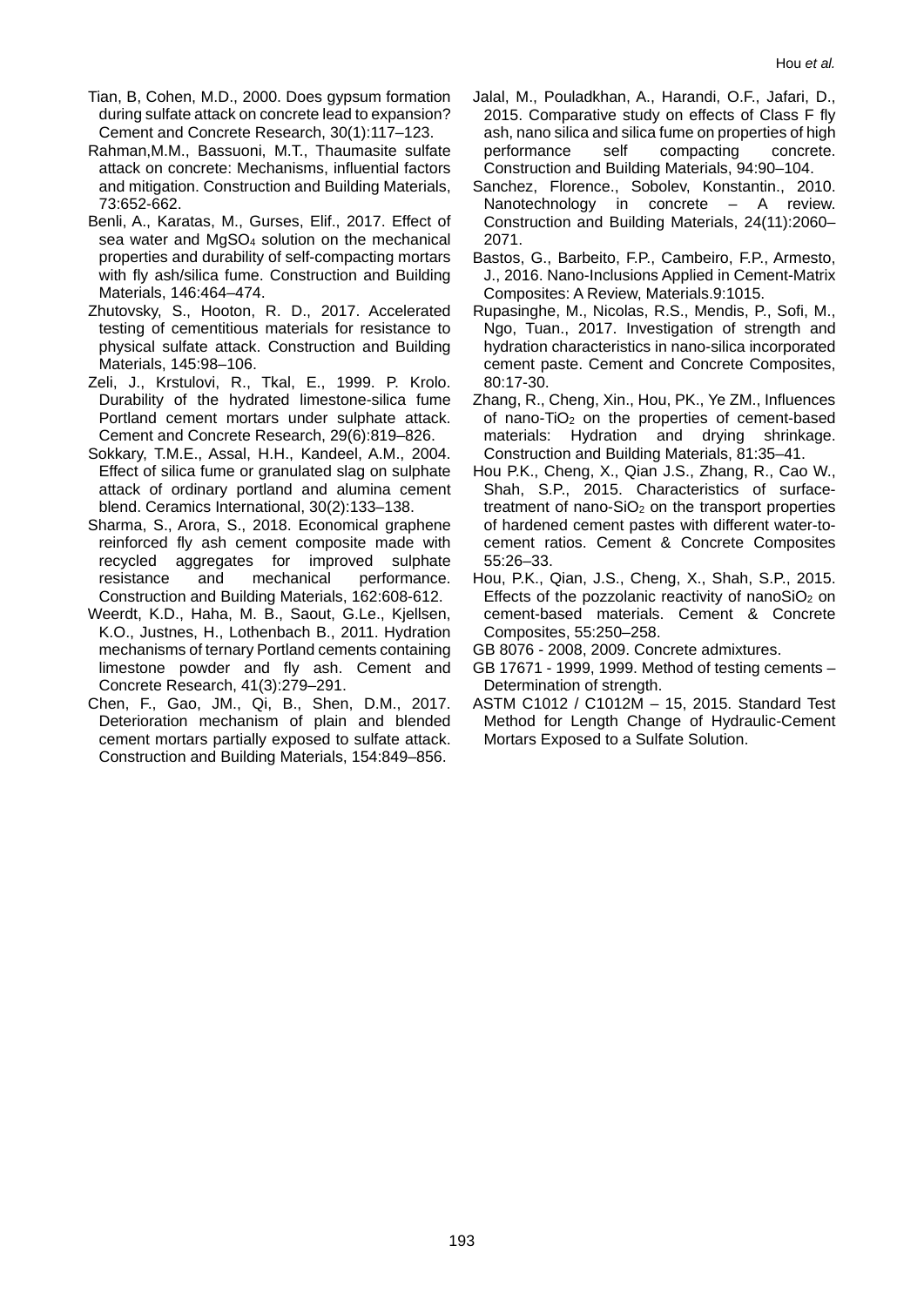Tian, B, Cohen, M.D., 2000. Does gypsum formation during sulfate attack on concrete lead to expansion? Cement and Concrete Research, 30(1):117–123.

Rahman,M.M., Bassuoni, M.T., Thaumasite sulfate attack on concrete: Mechanisms, influential factors and mitigation. Construction and Building Materials, 73:652-662.

Benli, A., Karatas, M., Gurses, Elif., 2017. Effect of sea water and $MgSO_4$ solution on the mechanical properties and durability of self-compacting mortars with fly ash/silica fume. Construction and Building Materials, 146:464–474.

Zhutovsky, S., Hooton, R. D., 2017. Accelerated testing of cementitious materials for resistance to physical sulfate attack. Construction and Building Materials, 145:98–106.

Zeli, J., Krstulovi, R., Tkal, E., 1999. P. Krolo. Durability of the hydrated limestone-silica fume Portland cement mortars under sulphate attack. Cement and Concrete Research, 29(6):819–826.

Sokkary, T.M.E., Assal, H.H., Kandeel, A.M., 2004. Effect of silica fume or granulated slag on sulphate attack of ordinary portland and alumina cement blend. Ceramics International, 30(2):133–138.

Sharma, S., Arora, S., 2018. Economical graphene reinforced fly ash cement composite made with recycled aggregates for improved sulphate resistance and mechanical performance. Construction and Building Materials, 162:608-612.

Weerdt, K.D., Haha, M. B., Saout, G.Le., Kjellsen, K.O., Justnes, H., Lothenbach B., 2011. Hydration mechanisms of ternary Portland cements containing limestone powder and fly ash. Cement and Concrete Research, 41(3):279–291.

Chen, F., Gao, JM., Qi, B., Shen, D.M., 2017. Deterioration mechanism of plain and blended cement mortars partially exposed to sulfate attack. Construction and Building Materials, 154:849–856.

Jalal, M., Pouladkhan, A., Harandi, O.F., Jafari, D., 2015. Comparative study on effects of Class F fly ash, nano silica and silica fume on properties of high performance self compacting concrete. Construction and Building Materials, 94:90–104.

Sanchez, Florence., Sobolev, Konstantin., 2010. Nanotechnology in concrete – A review. Construction and Building Materials, 24(11):2060–2071.

Bastos, G., Barbeito, F.P., Cambeiro, F.P., Armesto, J., 2016. Nano-Inclusions Applied in Cement-Matrix Composites: A Review, Materials.9:1015.

Rupasinghe, M., Nicolas, R.S., Mendis, P., Sofi, M., Ngo, Tuan., 2017. Investigation of strength and hydration characteristics in nano-silica incorporated cement paste. Cement and Concrete Composites, 80:17-30.

Zhang, R., Cheng, Xin., Hou, PK., Ye ZM., Influences of nano-$TiO_2$ on the properties of cement-based materials: Hydration and drying shrinkage. Construction and Building Materials, 81:35–41.

Hou P.K., Cheng, X., Qian J.S., Zhang, R., Cao W., Shah, S.P., 2015. Characteristics of surface-treatment of nano-$SiO_2$ on the transport properties of hardened cement pastes with different water-to-cement ratios. Cement & Concrete Composites 55:26–33.

Hou, P.K., Qian, J.S., Cheng, X., Shah, S.P., 2015. Effects of the pozzolanic reactivity of nano$SiO_2$ on cement-based materials. Cement & Concrete Composites, 55:250–258.

GB 8076 - 2008, 2009. Concrete admixtures.

GB 17671 - 1999, 1999. Method of testing cements – Determination of strength.

ASTM C1012 / C1012M – 15, 2015. Standard Test Method for Length Change of Hydraulic-Cement Mortars Exposed to a Sulfate Solution.